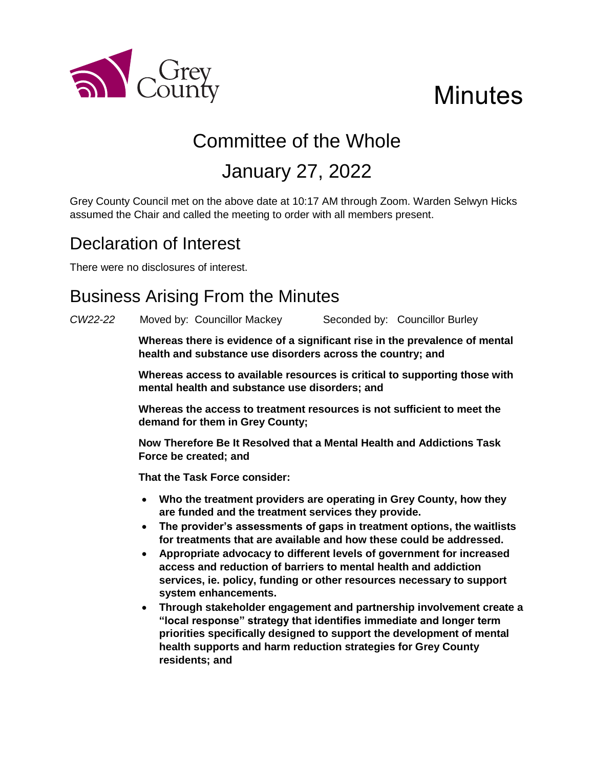Grey County

# Minutes

## Committee of the Whole

## January 27, 2022

Grey County Council met on the above date at 10:17 AM through Zoom. Warden Selwyn Hicks assumed the Chair and called the meeting to order with all members present.

## Declaration of Interest

There were no disclosures of interest.

## Business Arising From the Minutes

*CW22-22* Moved by: Councillor Mackey Seconded by: Councillor Burley

**Whereas there is evidence of a significant rise in the prevalence of mental health and substance use disorders across the country; and**

**Whereas access to available resources is critical to supporting those with mental health and substance use disorders; and**

**Whereas the access to treatment resources is not sufficient to meet the demand for them in Grey County;**

**Now Therefore Be It Resolved that a Mental Health and Addictions Task Force be created; and**

**That the Task Force consider:**

- **Who the treatment providers are operating in Grey County, how they are funded and the treatment services they provide.**
- **The provider's assessments of gaps in treatment options, the waitlists for treatments that are available and how these could be addressed.**
- **Appropriate advocacy to different levels of government for increased access and reduction of barriers to mental health and addiction services, ie. policy, funding or other resources necessary to support system enhancements.**
- **Through stakeholder engagement and partnership involvement create a "local response" strategy that identifies immediate and longer term priorities specifically designed to support the development of mental health supports and harm reduction strategies for Grey County residents; and**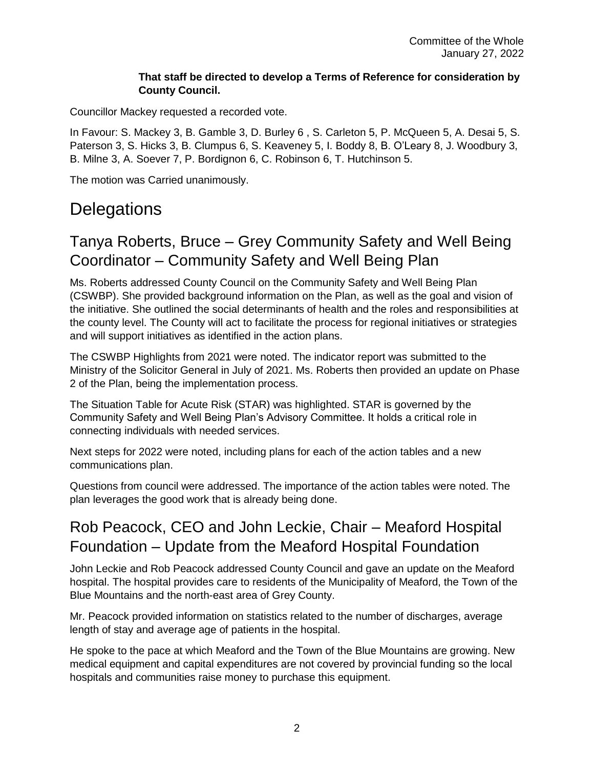**That staff be directed to develop a Terms of Reference for consideration by County Council.**

Councillor Mackey requested a recorded vote.

In Favour: S. Mackey 3, B. Gamble 3, D. Burley 6 , S. Carleton 5, P. McQueen 5, A. Desai 5, S. Paterson 3, S. Hicks 3, B. Clumpus 6, S. Keaveney 5, I. Boddy 8, B. O'Leary 8, J. Woodbury 3, B. Milne 3, A. Soever 7, P. Bordignon 6, C. Robinson 6, T. Hutchinson 5.

The motion was Carried unanimously.

# Delegations

## Tanya Roberts, Bruce – Grey Community Safety and Well Being Coordinator – Community Safety and Well Being Plan

Ms. Roberts addressed County Council on the Community Safety and Well Being Plan (CSWBP). She provided background information on the Plan, as well as the goal and vision of the initiative. She outlined the social determinants of health and the roles and responsibilities at the county level. The County will act to facilitate the process for regional initiatives or strategies and will support initiatives as identified in the action plans.

The CSWBP Highlights from 2021 were noted. The indicator report was submitted to the Ministry of the Solicitor General in July of 2021. Ms. Roberts then provided an update on Phase 2 of the Plan, being the implementation process.

The Situation Table for Acute Risk (STAR) was highlighted. STAR is governed by the Community Safety and Well Being Plan's Advisory Committee. It holds a critical role in connecting individuals with needed services.

Next steps for 2022 were noted, including plans for each of the action tables and a new communications plan.

Questions from council were addressed. The importance of the action tables were noted. The plan leverages the good work that is already being done.

## Rob Peacock, CEO and John Leckie, Chair – Meaford Hospital Foundation – Update from the Meaford Hospital Foundation

John Leckie and Rob Peacock addressed County Council and gave an update on the Meaford hospital. The hospital provides care to residents of the Municipality of Meaford, the Town of the Blue Mountains and the north-east area of Grey County.

Mr. Peacock provided information on statistics related to the number of discharges, average length of stay and average age of patients in the hospital.

He spoke to the pace at which Meaford and the Town of the Blue Mountains are growing. New medical equipment and capital expenditures are not covered by provincial funding so the local hospitals and communities raise money to purchase this equipment.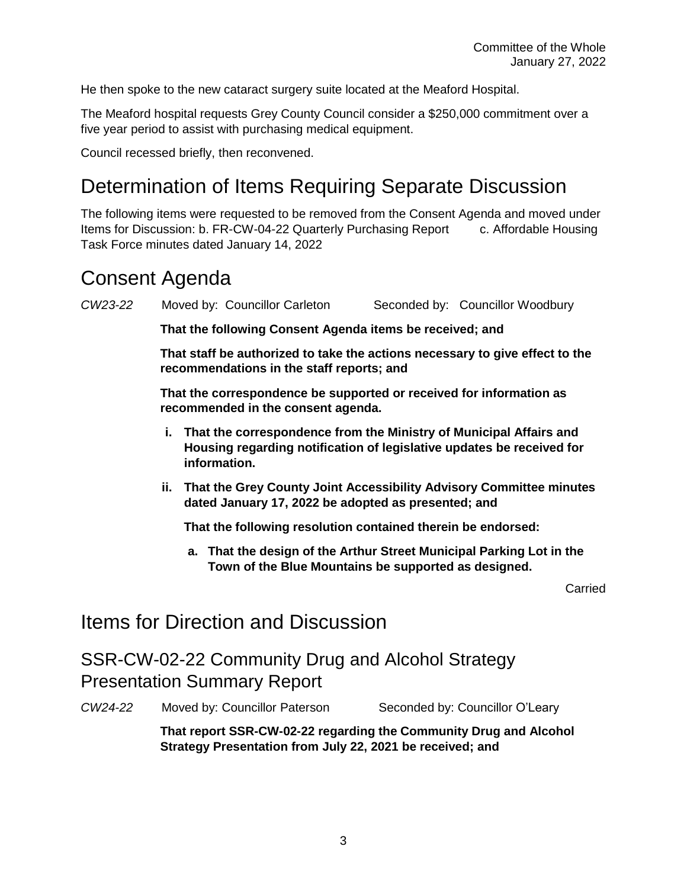He then spoke to the new cataract surgery suite located at the Meaford Hospital.

The Meaford hospital requests Grey County Council consider a $250,000 commitment over a five year period to assist with purchasing medical equipment.

Council recessed briefly, then reconvened.

# Determination of Items Requiring Separate Discussion

The following items were requested to be removed from the Consent Agenda and moved under Items for Discussion: b. FR-CW-04-22 Quarterly Purchasing Report c. Affordable Housing Task Force minutes dated January 14, 2022

# Consent Agenda

*CW23-22* Moved by: Councillor Carleton Seconded by: Councillor Woodbury

**That the following Consent Agenda items be received; and**

**That staff be authorized to take the actions necessary to give effect to the recommendations in the staff reports; and**

**That the correspondence be supported or received for information as recommended in the consent agenda.**

- **i. That the correspondence from the Ministry of Municipal Affairs and Housing regarding notification of legislative updates be received for information.**
- **ii. That the Grey County Joint Accessibility Advisory Committee minutes dated January 17, 2022 be adopted as presented; and**

  **That the following resolution contained therein be endorsed:**

  - **a. That the design of the Arthur Street Municipal Parking Lot in the Town of the Blue Mountains be supported as designed.**

Carried

# Items for Direction and Discussion

## SSR-CW-02-22 Community Drug and Alcohol Strategy Presentation Summary Report

*CW24-22* Moved by: Councillor Paterson Seconded by: Councillor O'Leary

**That report SSR-CW-02-22 regarding the Community Drug and Alcohol Strategy Presentation from July 22, 2021 be received; and**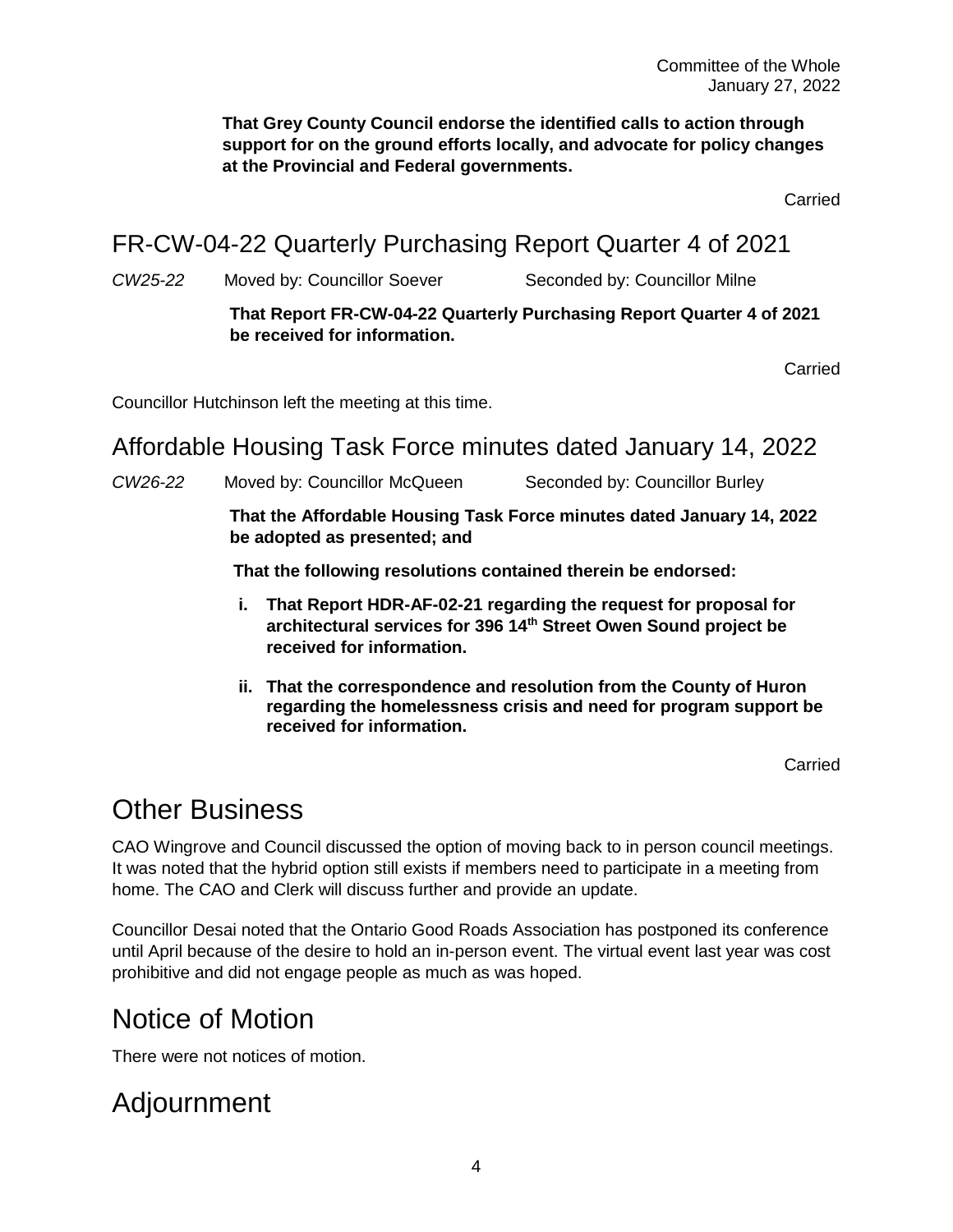**That Grey County Council endorse the identified calls to action through support for on the ground efforts locally, and advocate for policy changes at the Provincial and Federal governments.**

Carried

## FR-CW-04-22 Quarterly Purchasing Report Quarter 4 of 2021

*CW25-22* Moved by: Councillor Soever Seconded by: Councillor Milne

**That Report FR-CW-04-22 Quarterly Purchasing Report Quarter 4 of 2021 be received for information.**

Carried

Councillor Hutchinson left the meeting at this time.

## Affordable Housing Task Force minutes dated January 14, 2022

*CW26-22* Moved by: Councillor McQueen Seconded by: Councillor Burley

**That the Affordable Housing Task Force minutes dated January 14, 2022 be adopted as presented; and**

**That the following resolutions contained therein be endorsed:**

- **i. That Report HDR-AF-02-21 regarding the request for proposal for architectural services for 396 14th Street Owen Sound project be received for information.**
- **ii. That the correspondence and resolution from the County of Huron regarding the homelessness crisis and need for program support be received for information.**

Carried

# Other Business

CAO Wingrove and Council discussed the option of moving back to in person council meetings. It was noted that the hybrid option still exists if members need to participate in a meeting from home. The CAO and Clerk will discuss further and provide an update.

Councillor Desai noted that the Ontario Good Roads Association has postponed its conference until April because of the desire to hold an in-person event. The virtual event last year was cost prohibitive and did not engage people as much as was hoped.

# Notice of Motion

There were not notices of motion.

# Adjournment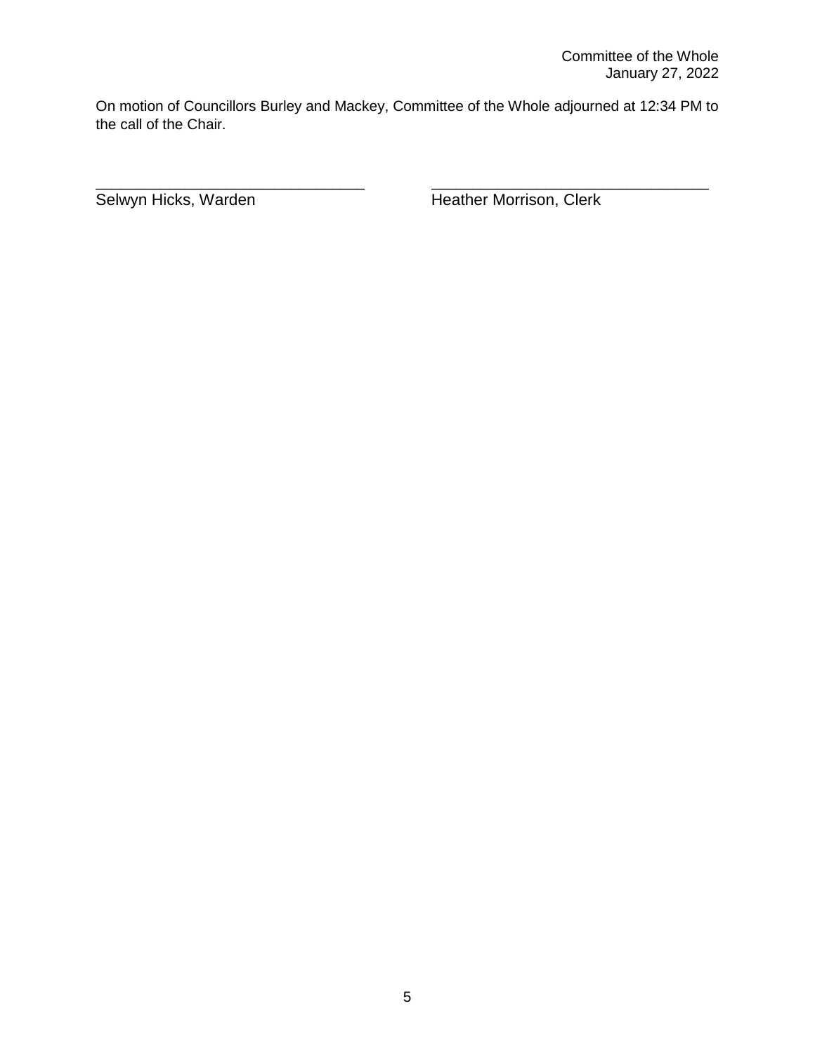On motion of Councillors Burley and Mackey, Committee of the Whole adjourned at 12:34 PM to the call of the Chair.

\_\_\_\_\_\_\_\_\_\_\_\_\_\_\_\_\_\_\_\_\_\_\_\_\_\_\_\_\_\_\_\_

Selwyn Hicks, Warden

\_\_\_\_\_\_\_\_\_\_\_\_\_\_\_\_\_\_\_\_\_\_\_\_\_\_\_\_\_\_\_\_

Heather Morrison, Clerk